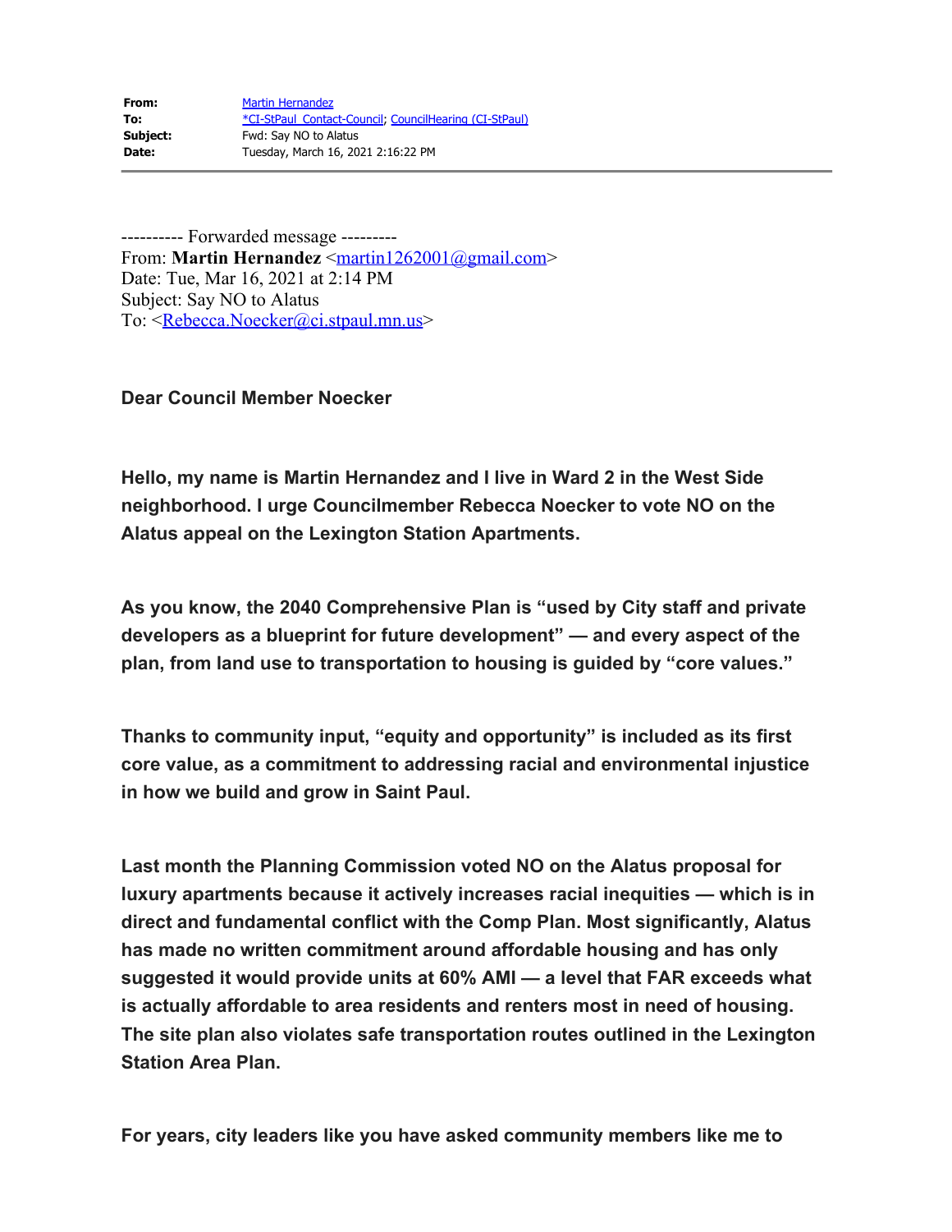| | |
|---|---|
| **From:** | Martin Hernandez |
| **To:** | *CI-StPaul_Contact-Council; CouncilHearing (CI-StPaul) |
| **Subject:** | Fwd: Say NO to Alatus |
| **Date:** | Tuesday, March 16, 2021 2:16:22 PM |

---------- Forwarded message ---------
From: **Martin Hernandez** <martin1262001@gmail.com>
Date: Tue, Mar 16, 2021 at 2:14 PM
Subject: Say NO to Alatus
To: <Rebecca.Noecker@ci.stpaul.mn.us>

**Dear Council Member Noecker**

**Hello, my name is Martin Hernandez and I live in Ward 2 in the West Side neighborhood. I urge Councilmember Rebecca Noecker to vote NO on the Alatus appeal on the Lexington Station Apartments.**

**As you know, the 2040 Comprehensive Plan is "used by City staff and private developers as a blueprint for future development" — and every aspect of the plan, from land use to transportation to housing is guided by "core values."**

**Thanks to community input, "equity and opportunity" is included as its first core value, as a commitment to addressing racial and environmental injustice in how we build and grow in Saint Paul.**

**Last month the Planning Commission voted NO on the Alatus proposal for luxury apartments because it actively increases racial inequities — which is in direct and fundamental conflict with the Comp Plan. Most significantly, Alatus has made no written commitment around affordable housing and has only suggested it would provide units at 60% AMI — a level that FAR exceeds what is actually affordable to area residents and renters most in need of housing. The site plan also violates safe transportation routes outlined in the Lexington Station Area Plan.**

**For years, city leaders like you have asked community members like me to**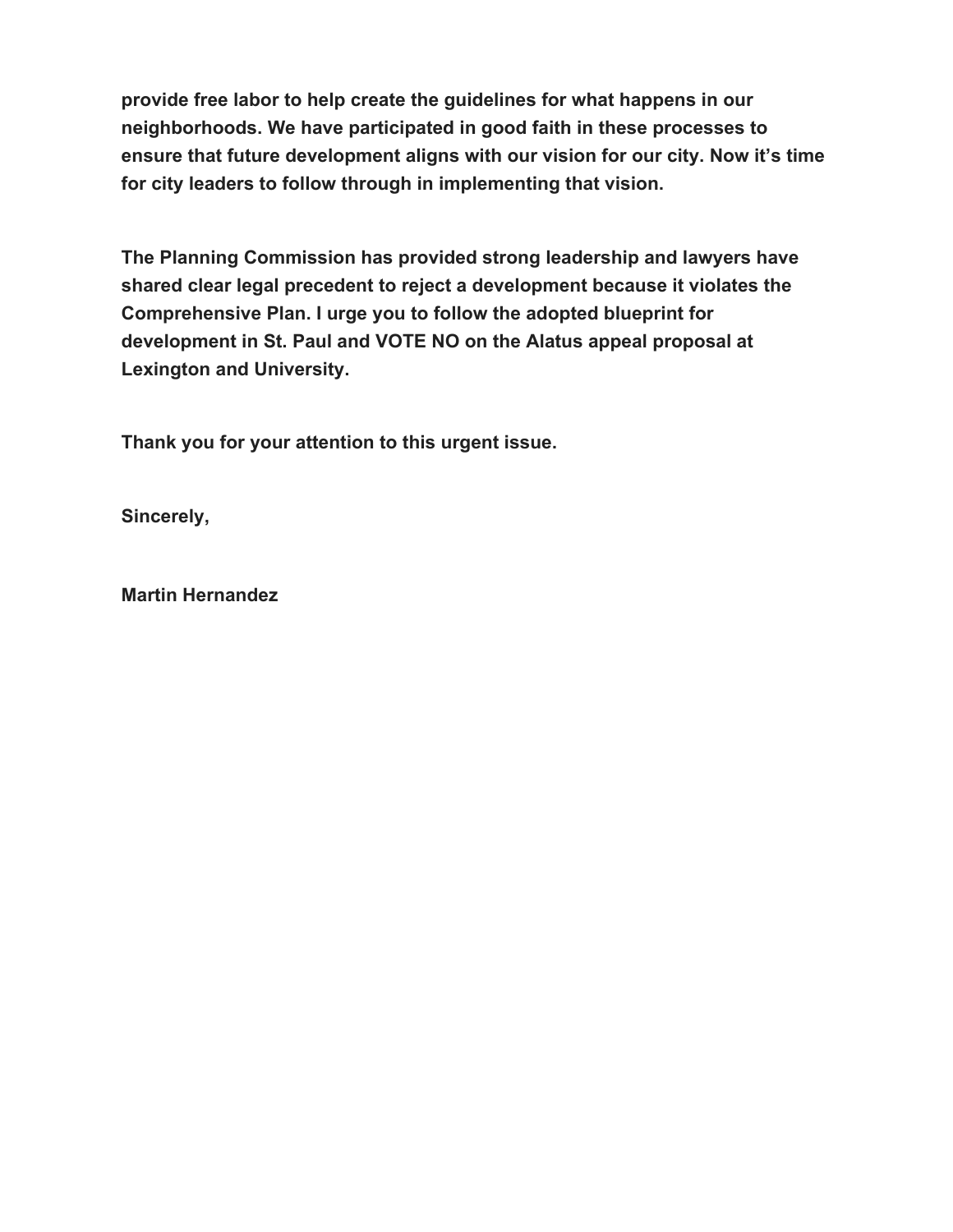**provide free labor to help create the guidelines for what happens in our neighborhoods. We have participated in good faith in these processes to ensure that future development aligns with our vision for our city. Now it's time for city leaders to follow through in implementing that vision.**

**The Planning Commission has provided strong leadership and lawyers have shared clear legal precedent to reject a development because it violates the Comprehensive Plan. I urge you to follow the adopted blueprint for development in St. Paul and VOTE NO on the Alatus appeal proposal at Lexington and University.**

**Thank you for your attention to this urgent issue.**

**Sincerely,**

**Martin Hernandez**